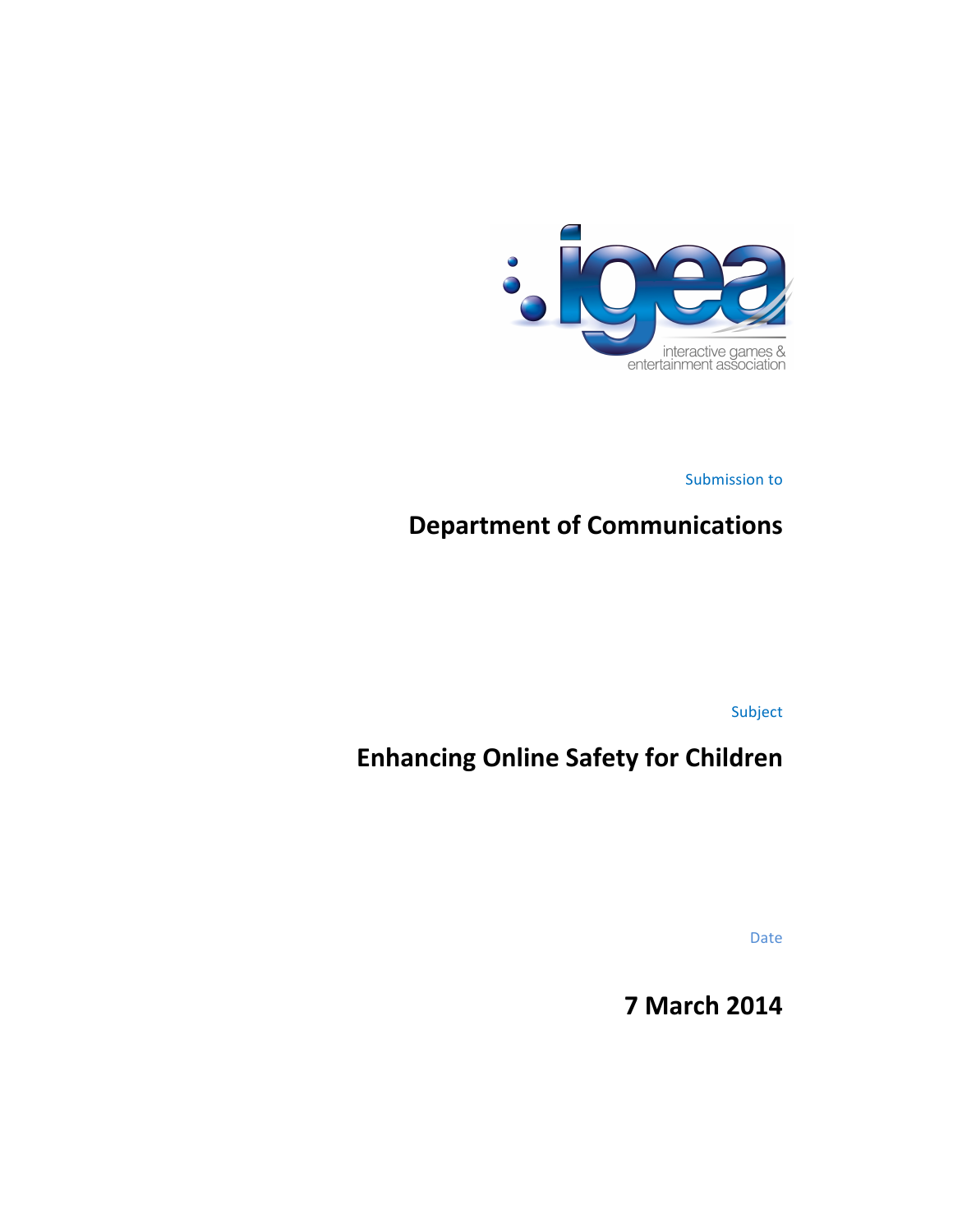igea
interactive games & entertainment association

Submission to

# Department of Communications

Subject

# Enhancing Online Safety for Children

Date

# 7 March 2014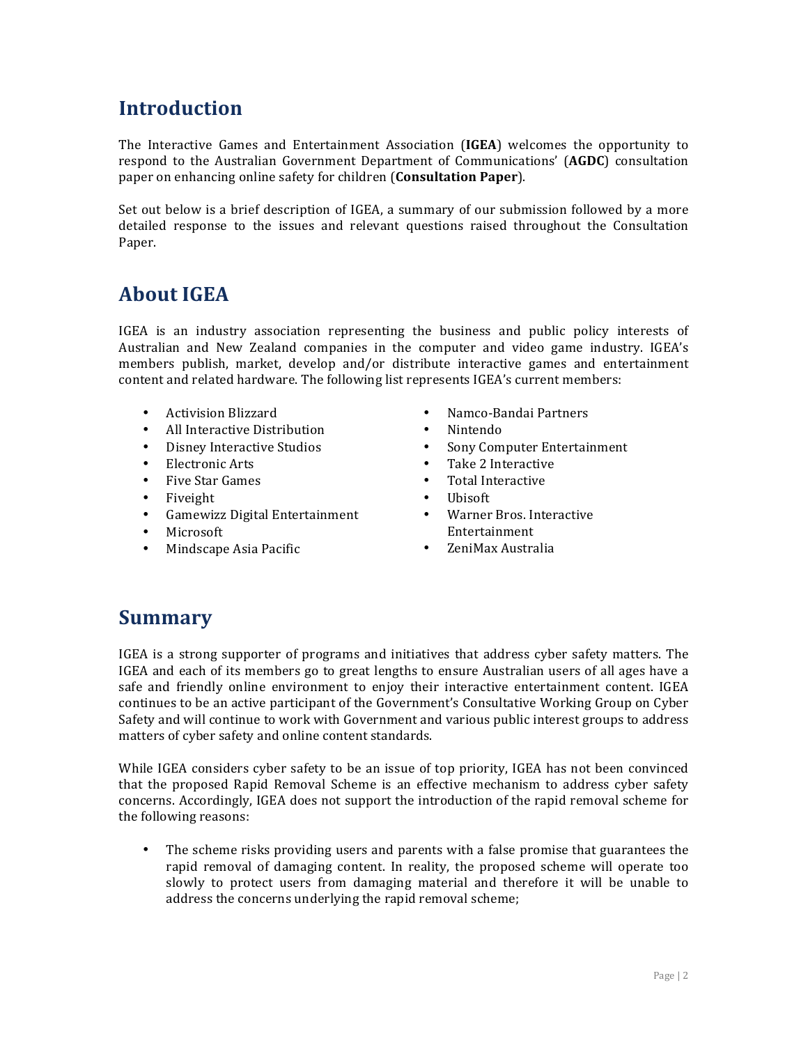## Introduction

The Interactive Games and Entertainment Association (**IGEA**) welcomes the opportunity to respond to the Australian Government Department of Communications' (**AGDC**) consultation paper on enhancing online safety for children (**Consultation Paper**).

Set out below is a brief description of IGEA, a summary of our submission followed by a more detailed response to the issues and relevant questions raised throughout the Consultation Paper.

## About IGEA

IGEA is an industry association representing the business and public policy interests of Australian and New Zealand companies in the computer and video game industry. IGEA's members publish, market, develop and/or distribute interactive games and entertainment content and related hardware. The following list represents IGEA's current members:

- Activision Blizzard
- All Interactive Distribution
- Disney Interactive Studios
- Electronic Arts
- Five Star Games
- Fiveight
- Gamewizz Digital Entertainment
- Microsoft
- Mindscape Asia Pacific
- Namco-Bandai Partners
- Nintendo
- Sony Computer Entertainment
- Take 2 Interactive
- Total Interactive
- Ubisoft
- Warner Bros. Interactive Entertainment
- ZeniMax Australia

## Summary

IGEA is a strong supporter of programs and initiatives that address cyber safety matters. The IGEA and each of its members go to great lengths to ensure Australian users of all ages have a safe and friendly online environment to enjoy their interactive entertainment content. IGEA continues to be an active participant of the Government's Consultative Working Group on Cyber Safety and will continue to work with Government and various public interest groups to address matters of cyber safety and online content standards.

While IGEA considers cyber safety to be an issue of top priority, IGEA has not been convinced that the proposed Rapid Removal Scheme is an effective mechanism to address cyber safety concerns. Accordingly, IGEA does not support the introduction of the rapid removal scheme for the following reasons:

- The scheme risks providing users and parents with a false promise that guarantees the rapid removal of damaging content. In reality, the proposed scheme will operate too slowly to protect users from damaging material and therefore it will be unable to address the concerns underlying the rapid removal scheme;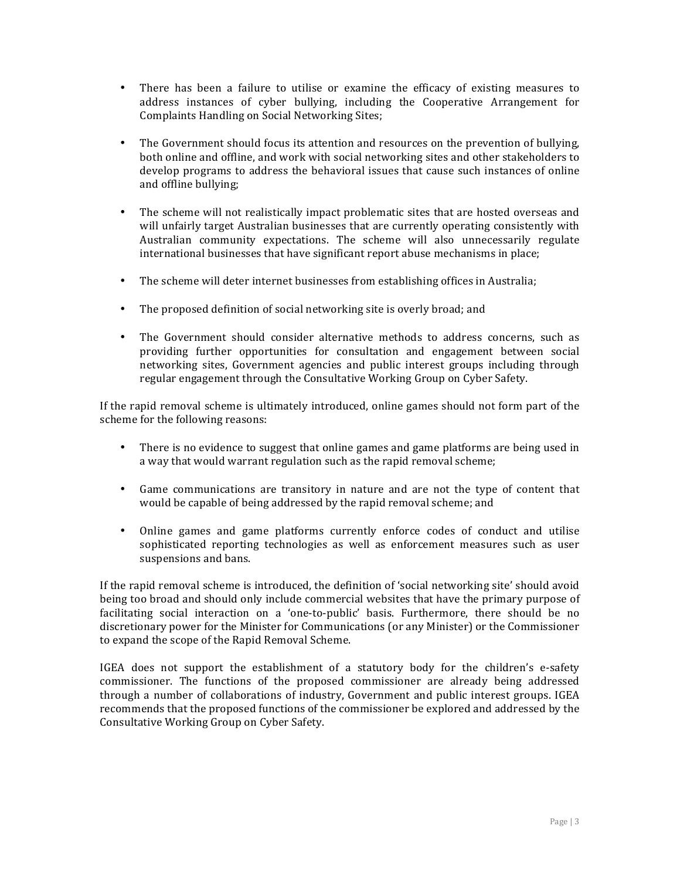- There has been a failure to utilise or examine the efficacy of existing measures to address instances of cyber bullying, including the Cooperative Arrangement for Complaints Handling on Social Networking Sites;

- The Government should focus its attention and resources on the prevention of bullying, both online and offline, and work with social networking sites and other stakeholders to develop programs to address the behavioral issues that cause such instances of online and offline bullying;

- The scheme will not realistically impact problematic sites that are hosted overseas and will unfairly target Australian businesses that are currently operating consistently with Australian community expectations. The scheme will also unnecessarily regulate international businesses that have significant report abuse mechanisms in place;

- The scheme will deter internet businesses from establishing offices in Australia;

- The proposed definition of social networking site is overly broad; and

- The Government should consider alternative methods to address concerns, such as providing further opportunities for consultation and engagement between social networking sites, Government agencies and public interest groups including through regular engagement through the Consultative Working Group on Cyber Safety.

If the rapid removal scheme is ultimately introduced, online games should not form part of the scheme for the following reasons:

- There is no evidence to suggest that online games and game platforms are being used in a way that would warrant regulation such as the rapid removal scheme;

- Game communications are transitory in nature and are not the type of content that would be capable of being addressed by the rapid removal scheme; and

- Online games and game platforms currently enforce codes of conduct and utilise sophisticated reporting technologies as well as enforcement measures such as user suspensions and bans.

If the rapid removal scheme is introduced, the definition of 'social networking site' should avoid being too broad and should only include commercial websites that have the primary purpose of facilitating social interaction on a 'one-to-public' basis. Furthermore, there should be no discretionary power for the Minister for Communications (or any Minister) or the Commissioner to expand the scope of the Rapid Removal Scheme.

IGEA does not support the establishment of a statutory body for the children's e-safety commissioner. The functions of the proposed commissioner are already being addressed through a number of collaborations of industry, Government and public interest groups. IGEA recommends that the proposed functions of the commissioner be explored and addressed by the Consultative Working Group on Cyber Safety.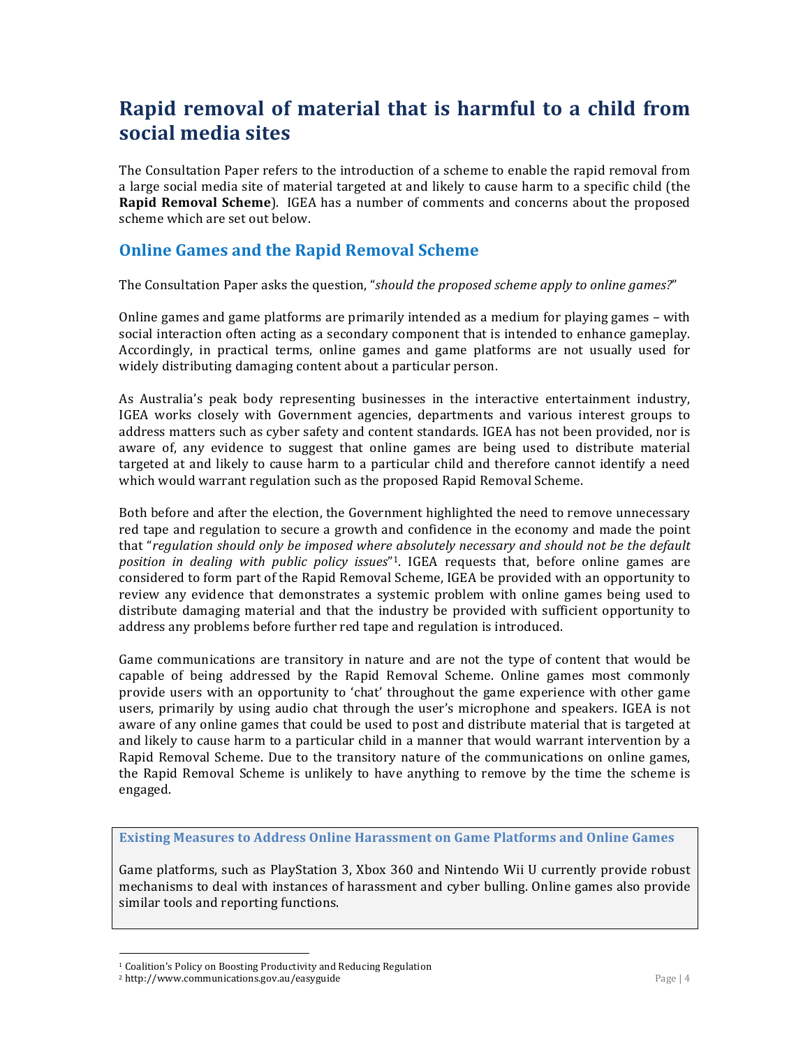# Rapid removal of material that is harmful to a child from social media sites

The Consultation Paper refers to the introduction of a scheme to enable the rapid removal from a large social media site of material targeted at and likely to cause harm to a specific child (the **Rapid Removal Scheme**). IGEA has a number of comments and concerns about the proposed scheme which are set out below.

## Online Games and the Rapid Removal Scheme

The Consultation Paper asks the question, "*should the proposed scheme apply to online games?*"

Online games and game platforms are primarily intended as a medium for playing games – with social interaction often acting as a secondary component that is intended to enhance gameplay. Accordingly, in practical terms, online games and game platforms are not usually used for widely distributing damaging content about a particular person.

As Australia's peak body representing businesses in the interactive entertainment industry, IGEA works closely with Government agencies, departments and various interest groups to address matters such as cyber safety and content standards. IGEA has not been provided, nor is aware of, any evidence to suggest that online games are being used to distribute material targeted at and likely to cause harm to a particular child and therefore cannot identify a need which would warrant regulation such as the proposed Rapid Removal Scheme.

Both before and after the election, the Government highlighted the need to remove unnecessary red tape and regulation to secure a growth and confidence in the economy and made the point that "*regulation should only be imposed where absolutely necessary and should not be the default position in dealing with public policy issues*"[1]. IGEA requests that, before online games are considered to form part of the Rapid Removal Scheme, IGEA be provided with an opportunity to review any evidence that demonstrates a systemic problem with online games being used to distribute damaging material and that the industry be provided with sufficient opportunity to address any problems before further red tape and regulation is introduced.

Game communications are transitory in nature and are not the type of content that would be capable of being addressed by the Rapid Removal Scheme. Online games most commonly provide users with an opportunity to 'chat' throughout the game experience with other game users, primarily by using audio chat through the user's microphone and speakers. IGEA is not aware of any online games that could be used to post and distribute material that is targeted at and likely to cause harm to a particular child in a manner that would warrant intervention by a Rapid Removal Scheme. Due to the transitory nature of the communications on online games, the Rapid Removal Scheme is unlikely to have anything to remove by the time the scheme is engaged.

### Existing Measures to Address Online Harassment on Game Platforms and Online Games

Game platforms, such as PlayStation 3, Xbox 360 and Nintendo Wii U currently provide robust mechanisms to deal with instances of harassment and cyber bulling. Online games also provide similar tools and reporting functions.

---

[1] Coalition's Policy on Boosting Productivity and Reducing Regulation

[2] http://www.communications.gov.au/easyguide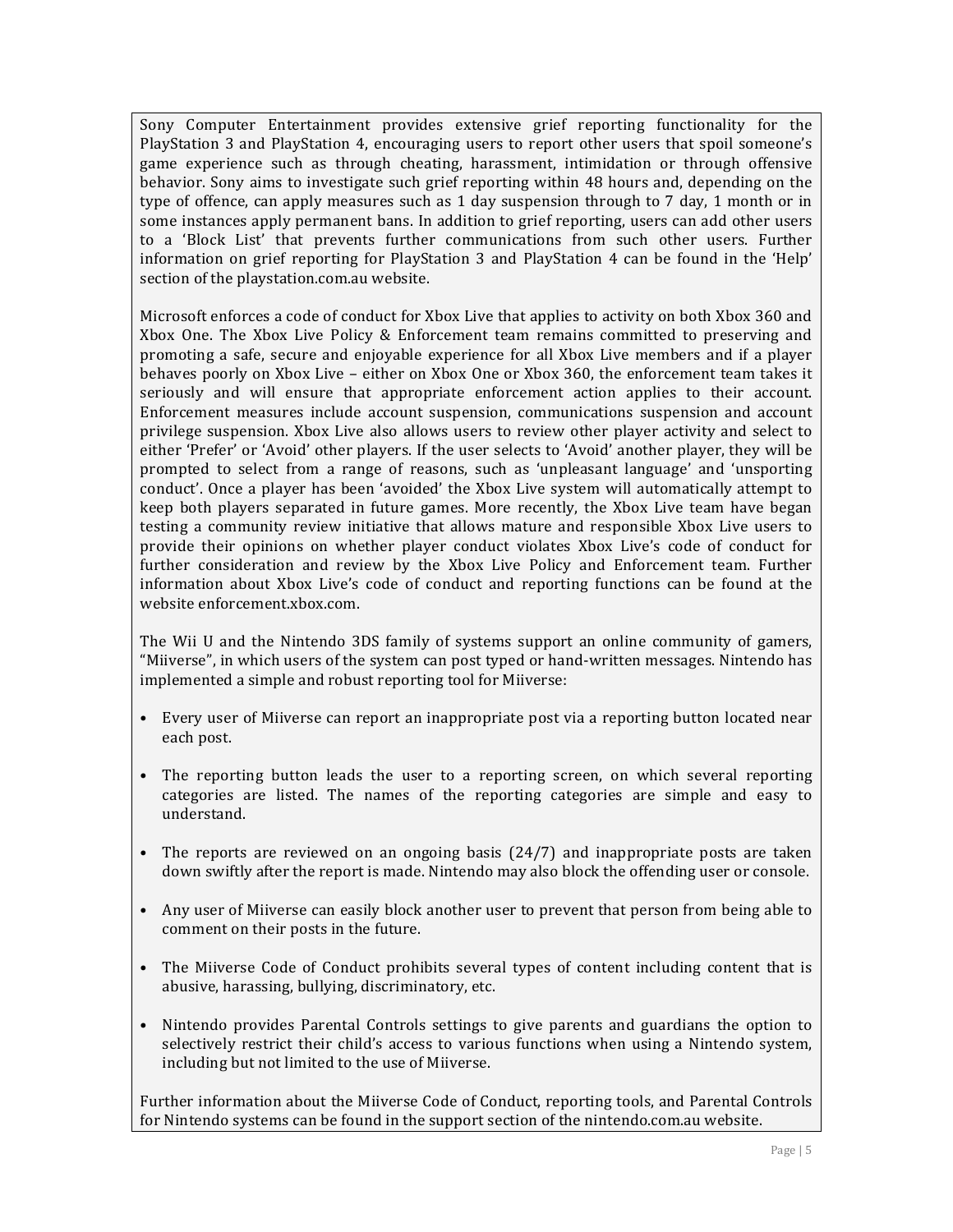Sony Computer Entertainment provides extensive grief reporting functionality for the PlayStation 3 and PlayStation 4, encouraging users to report other users that spoil someone's game experience such as through cheating, harassment, intimidation or through offensive behavior. Sony aims to investigate such grief reporting within 48 hours and, depending on the type of offence, can apply measures such as 1 day suspension through to 7 day, 1 month or in some instances apply permanent bans. In addition to grief reporting, users can add other users to a 'Block List' that prevents further communications from such other users. Further information on grief reporting for PlayStation 3 and PlayStation 4 can be found in the 'Help' section of the playstation.com.au website.

Microsoft enforces a code of conduct for Xbox Live that applies to activity on both Xbox 360 and Xbox One. The Xbox Live Policy & Enforcement team remains committed to preserving and promoting a safe, secure and enjoyable experience for all Xbox Live members and if a player behaves poorly on Xbox Live – either on Xbox One or Xbox 360, the enforcement team takes it seriously and will ensure that appropriate enforcement action applies to their account. Enforcement measures include account suspension, communications suspension and account privilege suspension. Xbox Live also allows users to review other player activity and select to either 'Prefer' or 'Avoid' other players. If the user selects to 'Avoid' another player, they will be prompted to select from a range of reasons, such as 'unpleasant language' and 'unsporting conduct'. Once a player has been 'avoided' the Xbox Live system will automatically attempt to keep both players separated in future games. More recently, the Xbox Live team have began testing a community review initiative that allows mature and responsible Xbox Live users to provide their opinions on whether player conduct violates Xbox Live's code of conduct for further consideration and review by the Xbox Live Policy and Enforcement team. Further information about Xbox Live's code of conduct and reporting functions can be found at the website enforcement.xbox.com.

The Wii U and the Nintendo 3DS family of systems support an online community of gamers, "Miiverse", in which users of the system can post typed or hand-written messages. Nintendo has implemented a simple and robust reporting tool for Miiverse:

- Every user of Miiverse can report an inappropriate post via a reporting button located near each post.
- The reporting button leads the user to a reporting screen, on which several reporting categories are listed. The names of the reporting categories are simple and easy to understand.
- The reports are reviewed on an ongoing basis (24/7) and inappropriate posts are taken down swiftly after the report is made. Nintendo may also block the offending user or console.
- Any user of Miiverse can easily block another user to prevent that person from being able to comment on their posts in the future.
- The Miiverse Code of Conduct prohibits several types of content including content that is abusive, harassing, bullying, discriminatory, etc.
- Nintendo provides Parental Controls settings to give parents and guardians the option to selectively restrict their child's access to various functions when using a Nintendo system, including but not limited to the use of Miiverse.

Further information about the Miiverse Code of Conduct, reporting tools, and Parental Controls for Nintendo systems can be found in the support section of the nintendo.com.au website.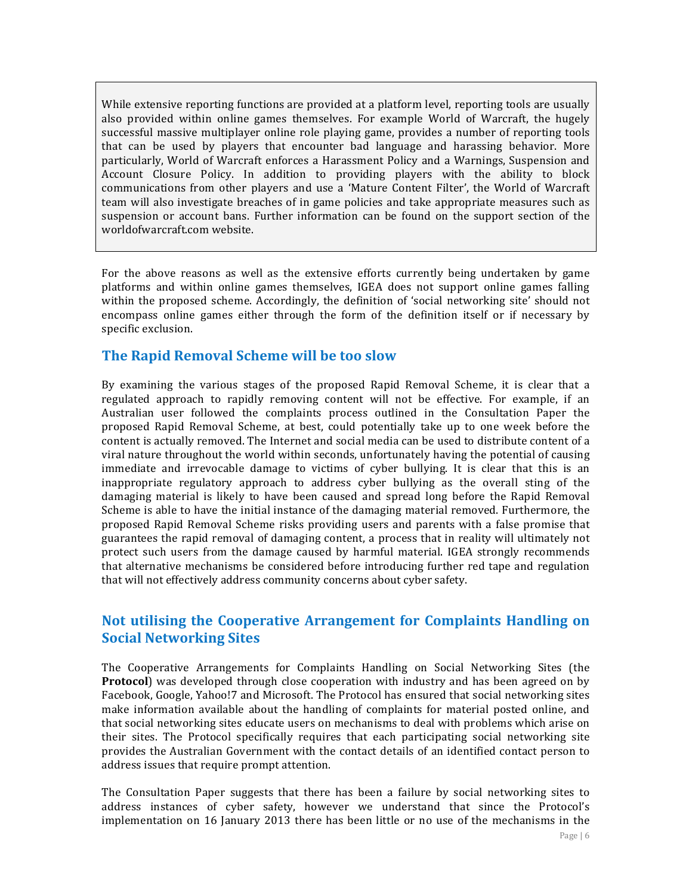While extensive reporting functions are provided at a platform level, reporting tools are usually also provided within online games themselves. For example World of Warcraft, the hugely successful massive multiplayer online role playing game, provides a number of reporting tools that can be used by players that encounter bad language and harassing behavior. More particularly, World of Warcraft enforces a Harassment Policy and a Warnings, Suspension and Account Closure Policy. In addition to providing players with the ability to block communications from other players and use a 'Mature Content Filter', the World of Warcraft team will also investigate breaches of in game policies and take appropriate measures such as suspension or account bans. Further information can be found on the support section of the worldofwarcraft.com website.

For the above reasons as well as the extensive efforts currently being undertaken by game platforms and within online games themselves, IGEA does not support online games falling within the proposed scheme. Accordingly, the definition of 'social networking site' should not encompass online games either through the form of the definition itself or if necessary by specific exclusion.

## The Rapid Removal Scheme will be too slow

By examining the various stages of the proposed Rapid Removal Scheme, it is clear that a regulated approach to rapidly removing content will not be effective. For example, if an Australian user followed the complaints process outlined in the Consultation Paper the proposed Rapid Removal Scheme, at best, could potentially take up to one week before the content is actually removed. The Internet and social media can be used to distribute content of a viral nature throughout the world within seconds, unfortunately having the potential of causing immediate and irrevocable damage to victims of cyber bullying. It is clear that this is an inappropriate regulatory approach to address cyber bullying as the overall sting of the damaging material is likely to have been caused and spread long before the Rapid Removal Scheme is able to have the initial instance of the damaging material removed. Furthermore, the proposed Rapid Removal Scheme risks providing users and parents with a false promise that guarantees the rapid removal of damaging content, a process that in reality will ultimately not protect such users from the damage caused by harmful material. IGEA strongly recommends that alternative mechanisms be considered before introducing further red tape and regulation that will not effectively address community concerns about cyber safety.

## Not utilising the Cooperative Arrangement for Complaints Handling on Social Networking Sites

The Cooperative Arrangements for Complaints Handling on Social Networking Sites (the **Protocol**) was developed through close cooperation with industry and has been agreed on by Facebook, Google, Yahoo!7 and Microsoft. The Protocol has ensured that social networking sites make information available about the handling of complaints for material posted online, and that social networking sites educate users on mechanisms to deal with problems which arise on their sites. The Protocol specifically requires that each participating social networking site provides the Australian Government with the contact details of an identified contact person to address issues that require prompt attention.

The Consultation Paper suggests that there has been a failure by social networking sites to address instances of cyber safety, however we understand that since the Protocol's implementation on 16 January 2013 there has been little or no use of the mechanisms in the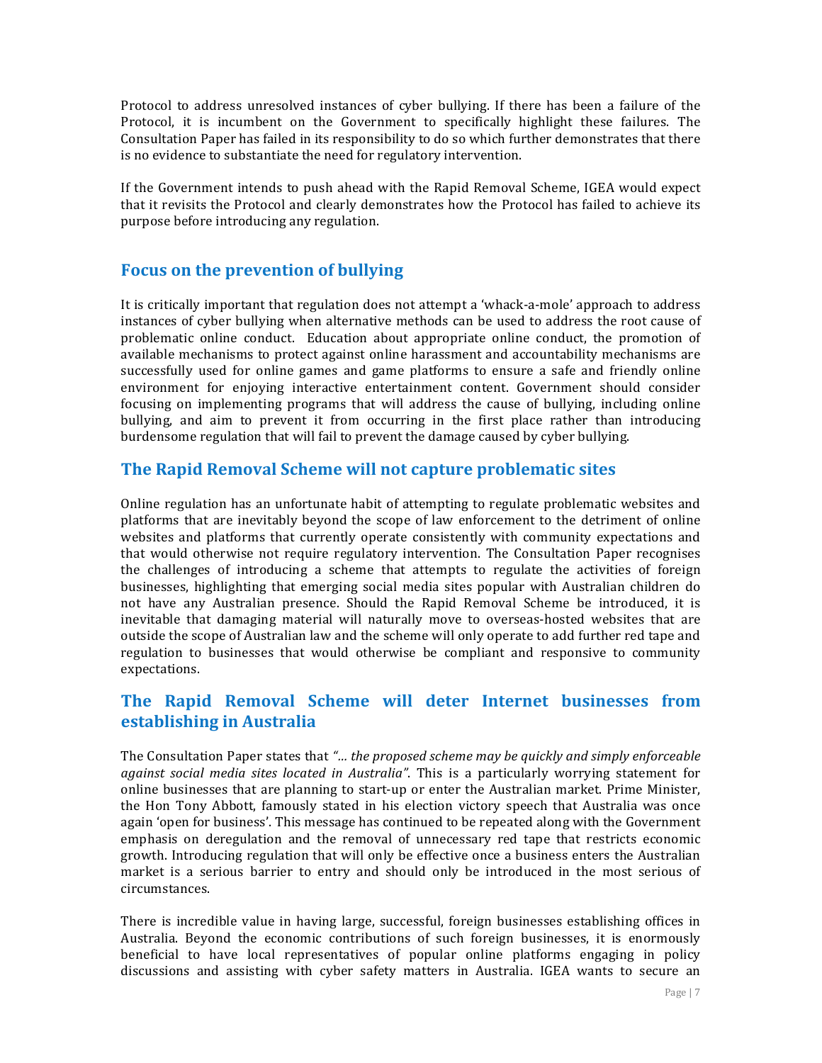Protocol to address unresolved instances of cyber bullying. If there has been a failure of the Protocol, it is incumbent on the Government to specifically highlight these failures. The Consultation Paper has failed in its responsibility to do so which further demonstrates that there is no evidence to substantiate the need for regulatory intervention.

If the Government intends to push ahead with the Rapid Removal Scheme, IGEA would expect that it revisits the Protocol and clearly demonstrates how the Protocol has failed to achieve its purpose before introducing any regulation.

## Focus on the prevention of bullying

It is critically important that regulation does not attempt a 'whack-a-mole' approach to address instances of cyber bullying when alternative methods can be used to address the root cause of problematic online conduct. Education about appropriate online conduct, the promotion of available mechanisms to protect against online harassment and accountability mechanisms are successfully used for online games and game platforms to ensure a safe and friendly online environment for enjoying interactive entertainment content. Government should consider focusing on implementing programs that will address the cause of bullying, including online bullying, and aim to prevent it from occurring in the first place rather than introducing burdensome regulation that will fail to prevent the damage caused by cyber bullying.

## The Rapid Removal Scheme will not capture problematic sites

Online regulation has an unfortunate habit of attempting to regulate problematic websites and platforms that are inevitably beyond the scope of law enforcement to the detriment of online websites and platforms that currently operate consistently with community expectations and that would otherwise not require regulatory intervention. The Consultation Paper recognises the challenges of introducing a scheme that attempts to regulate the activities of foreign businesses, highlighting that emerging social media sites popular with Australian children do not have any Australian presence. Should the Rapid Removal Scheme be introduced, it is inevitable that damaging material will naturally move to overseas-hosted websites that are outside the scope of Australian law and the scheme will only operate to add further red tape and regulation to businesses that would otherwise be compliant and responsive to community expectations.

## The Rapid Removal Scheme will deter Internet businesses from establishing in Australia

The Consultation Paper states that *"… the proposed scheme may be quickly and simply enforceable against social media sites located in Australia"*. This is a particularly worrying statement for online businesses that are planning to start-up or enter the Australian market. Prime Minister, the Hon Tony Abbott, famously stated in his election victory speech that Australia was once again 'open for business'. This message has continued to be repeated along with the Government emphasis on deregulation and the removal of unnecessary red tape that restricts economic growth. Introducing regulation that will only be effective once a business enters the Australian market is a serious barrier to entry and should only be introduced in the most serious of circumstances.

There is incredible value in having large, successful, foreign businesses establishing offices in Australia. Beyond the economic contributions of such foreign businesses, it is enormously beneficial to have local representatives of popular online platforms engaging in policy discussions and assisting with cyber safety matters in Australia. IGEA wants to secure an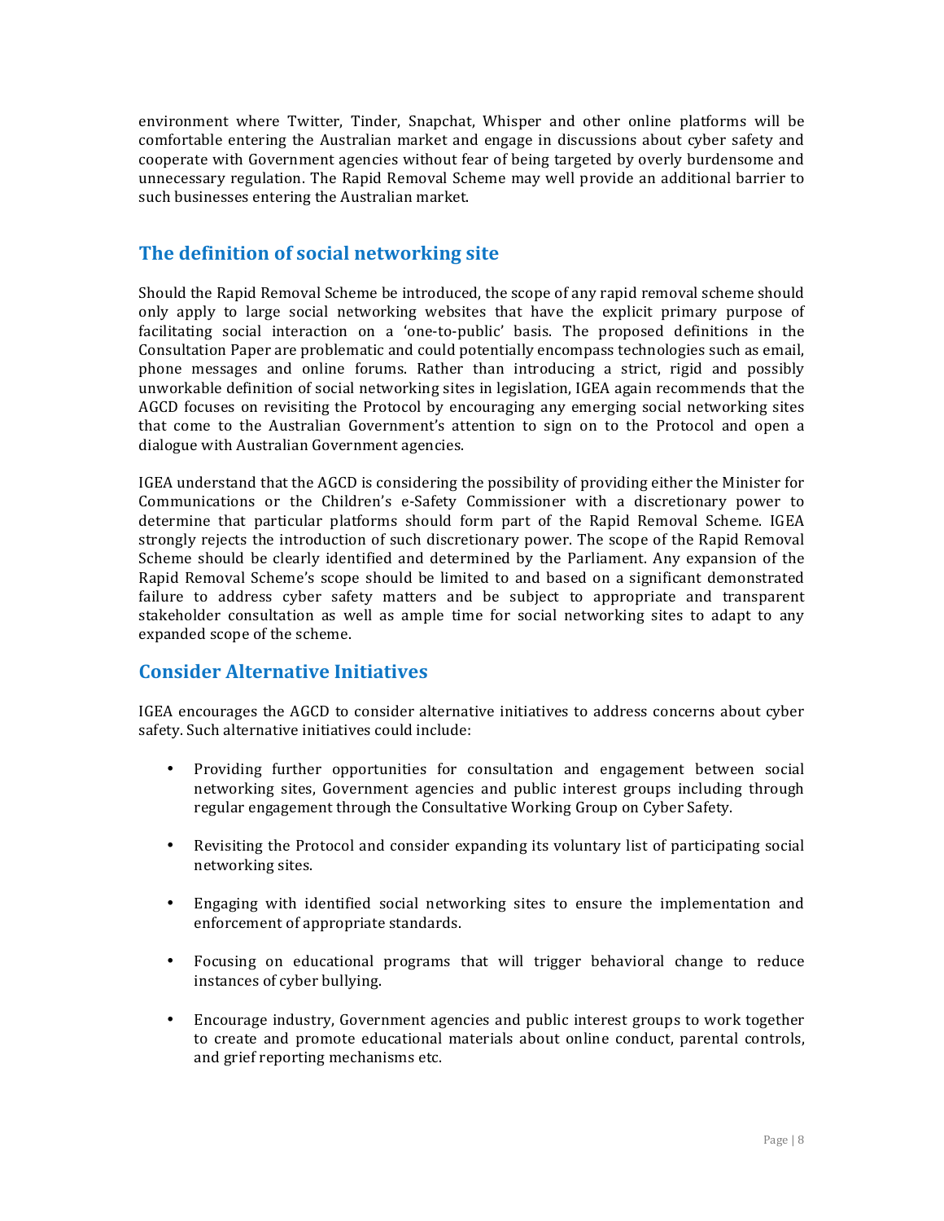environment where Twitter, Tinder, Snapchat, Whisper and other online platforms will be comfortable entering the Australian market and engage in discussions about cyber safety and cooperate with Government agencies without fear of being targeted by overly burdensome and unnecessary regulation. The Rapid Removal Scheme may well provide an additional barrier to such businesses entering the Australian market.

## The definition of social networking site

Should the Rapid Removal Scheme be introduced, the scope of any rapid removal scheme should only apply to large social networking websites that have the explicit primary purpose of facilitating social interaction on a 'one-to-public' basis. The proposed definitions in the Consultation Paper are problematic and could potentially encompass technologies such as email, phone messages and online forums. Rather than introducing a strict, rigid and possibly unworkable definition of social networking sites in legislation, IGEA again recommends that the AGCD focuses on revisiting the Protocol by encouraging any emerging social networking sites that come to the Australian Government's attention to sign on to the Protocol and open a dialogue with Australian Government agencies.

IGEA understand that the AGCD is considering the possibility of providing either the Minister for Communications or the Children's e-Safety Commissioner with a discretionary power to determine that particular platforms should form part of the Rapid Removal Scheme. IGEA strongly rejects the introduction of such discretionary power. The scope of the Rapid Removal Scheme should be clearly identified and determined by the Parliament. Any expansion of the Rapid Removal Scheme's scope should be limited to and based on a significant demonstrated failure to address cyber safety matters and be subject to appropriate and transparent stakeholder consultation as well as ample time for social networking sites to adapt to any expanded scope of the scheme.

## Consider Alternative Initiatives

IGEA encourages the AGCD to consider alternative initiatives to address concerns about cyber safety. Such alternative initiatives could include:

- Providing further opportunities for consultation and engagement between social networking sites, Government agencies and public interest groups including through regular engagement through the Consultative Working Group on Cyber Safety.
- Revisiting the Protocol and consider expanding its voluntary list of participating social networking sites.
- Engaging with identified social networking sites to ensure the implementation and enforcement of appropriate standards.
- Focusing on educational programs that will trigger behavioral change to reduce instances of cyber bullying.
- Encourage industry, Government agencies and public interest groups to work together to create and promote educational materials about online conduct, parental controls, and grief reporting mechanisms etc.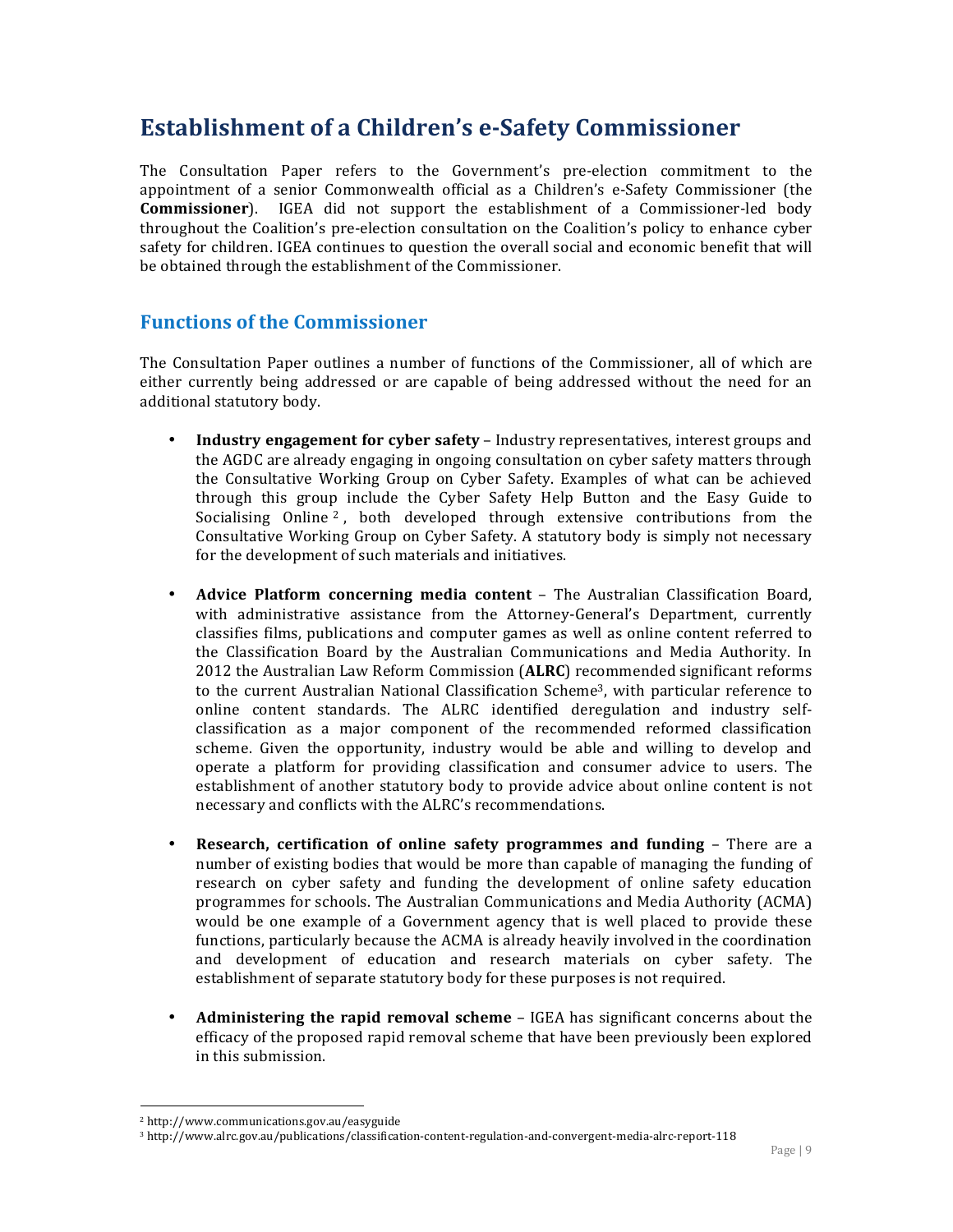# Establishment of a Children's e-Safety Commissioner

The Consultation Paper refers to the Government's pre-election commitment to the appointment of a senior Commonwealth official as a Children's e-Safety Commissioner (the **Commissioner**). IGEA did not support the establishment of a Commissioner-led body throughout the Coalition's pre-election consultation on the Coalition's policy to enhance cyber safety for children. IGEA continues to question the overall social and economic benefit that will be obtained through the establishment of the Commissioner.

## Functions of the Commissioner

The Consultation Paper outlines a number of functions of the Commissioner, all of which are either currently being addressed or are capable of being addressed without the need for an additional statutory body.

- **Industry engagement for cyber safety** – Industry representatives, interest groups and the AGDC are already engaging in ongoing consultation on cyber safety matters through the Consultative Working Group on Cyber Safety. Examples of what can be achieved through this group include the Cyber Safety Help Button and the Easy Guide to Socialising Online [2], both developed through extensive contributions from the Consultative Working Group on Cyber Safety. A statutory body is simply not necessary for the development of such materials and initiatives.

- **Advice Platform concerning media content** – The Australian Classification Board, with administrative assistance from the Attorney-General's Department, currently classifies films, publications and computer games as well as online content referred to the Classification Board by the Australian Communications and Media Authority. In 2012 the Australian Law Reform Commission (**ALRC**) recommended significant reforms to the current Australian National Classification Scheme[3], with particular reference to online content standards. The ALRC identified deregulation and industry self-classification as a major component of the recommended reformed classification scheme. Given the opportunity, industry would be able and willing to develop and operate a platform for providing classification and consumer advice to users. The establishment of another statutory body to provide advice about online content is not necessary and conflicts with the ALRC's recommendations.

- **Research, certification of online safety programmes and funding** – There are a number of existing bodies that would be more than capable of managing the funding of research on cyber safety and funding the development of online safety education programmes for schools. The Australian Communications and Media Authority (ACMA) would be one example of a Government agency that is well placed to provide these functions, particularly because the ACMA is already heavily involved in the coordination and development of education and research materials on cyber safety. The establishment of separate statutory body for these purposes is not required.

- **Administering the rapid removal scheme** – IGEA has significant concerns about the efficacy of the proposed rapid removal scheme that have been previously been explored in this submission.

[2] http://www.communications.gov.au/easyguide

[3] http://www.alrc.gov.au/publications/classification-content-regulation-and-convergent-media-alrc-report-118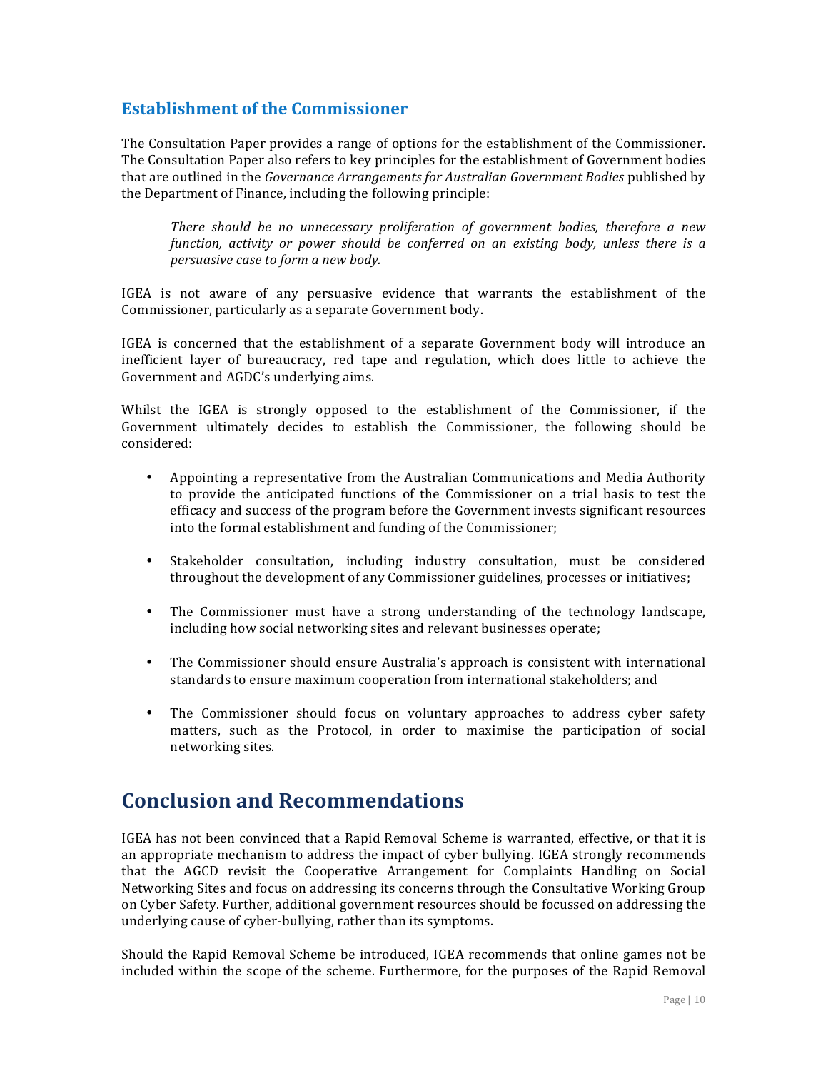### Establishment of the Commissioner

The Consultation Paper provides a range of options for the establishment of the Commissioner. The Consultation Paper also refers to key principles for the establishment of Government bodies that are outlined in the *Governance Arrangements for Australian Government Bodies* published by the Department of Finance, including the following principle:

> *There should be no unnecessary proliferation of government bodies, therefore a new function, activity or power should be conferred on an existing body, unless there is a persuasive case to form a new body.*

IGEA is not aware of any persuasive evidence that warrants the establishment of the Commissioner, particularly as a separate Government body.

IGEA is concerned that the establishment of a separate Government body will introduce an inefficient layer of bureaucracy, red tape and regulation, which does little to achieve the Government and AGDC's underlying aims.

Whilst the IGEA is strongly opposed to the establishment of the Commissioner, if the Government ultimately decides to establish the Commissioner, the following should be considered:

- Appointing a representative from the Australian Communications and Media Authority to provide the anticipated functions of the Commissioner on a trial basis to test the efficacy and success of the program before the Government invests significant resources into the formal establishment and funding of the Commissioner;

- Stakeholder consultation, including industry consultation, must be considered throughout the development of any Commissioner guidelines, processes or initiatives;

- The Commissioner must have a strong understanding of the technology landscape, including how social networking sites and relevant businesses operate;

- The Commissioner should ensure Australia's approach is consistent with international standards to ensure maximum cooperation from international stakeholders; and

- The Commissioner should focus on voluntary approaches to address cyber safety matters, such as the Protocol, in order to maximise the participation of social networking sites.

## Conclusion and Recommendations

IGEA has not been convinced that a Rapid Removal Scheme is warranted, effective, or that it is an appropriate mechanism to address the impact of cyber bullying. IGEA strongly recommends that the AGCD revisit the Cooperative Arrangement for Complaints Handling on Social Networking Sites and focus on addressing its concerns through the Consultative Working Group on Cyber Safety. Further, additional government resources should be focussed on addressing the underlying cause of cyber-bullying, rather than its symptoms.

Should the Rapid Removal Scheme be introduced, IGEA recommends that online games not be included within the scope of the scheme. Furthermore, for the purposes of the Rapid Removal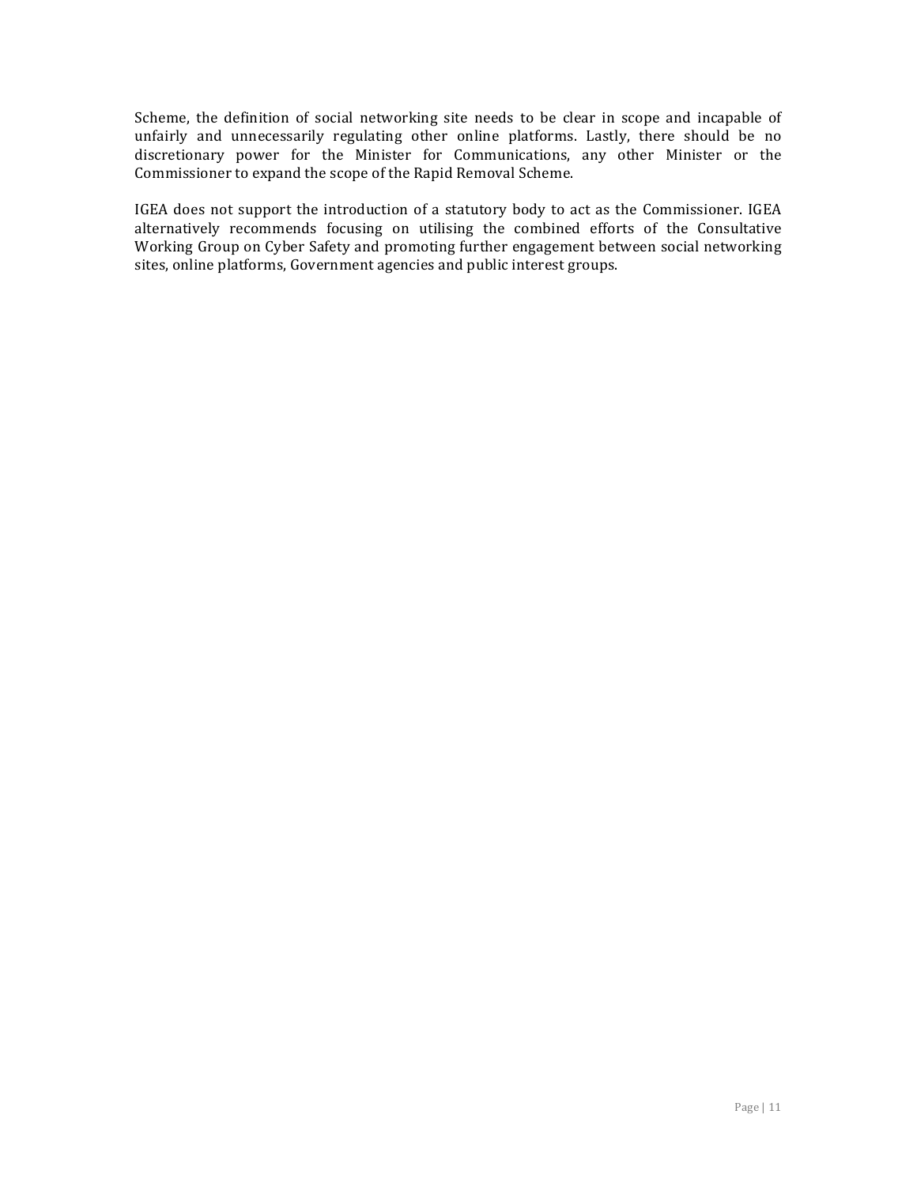Scheme, the definition of social networking site needs to be clear in scope and incapable of unfairly and unnecessarily regulating other online platforms. Lastly, there should be no discretionary power for the Minister for Communications, any other Minister or the Commissioner to expand the scope of the Rapid Removal Scheme.

IGEA does not support the introduction of a statutory body to act as the Commissioner. IGEA alternatively recommends focusing on utilising the combined efforts of the Consultative Working Group on Cyber Safety and promoting further engagement between social networking sites, online platforms, Government agencies and public interest groups.